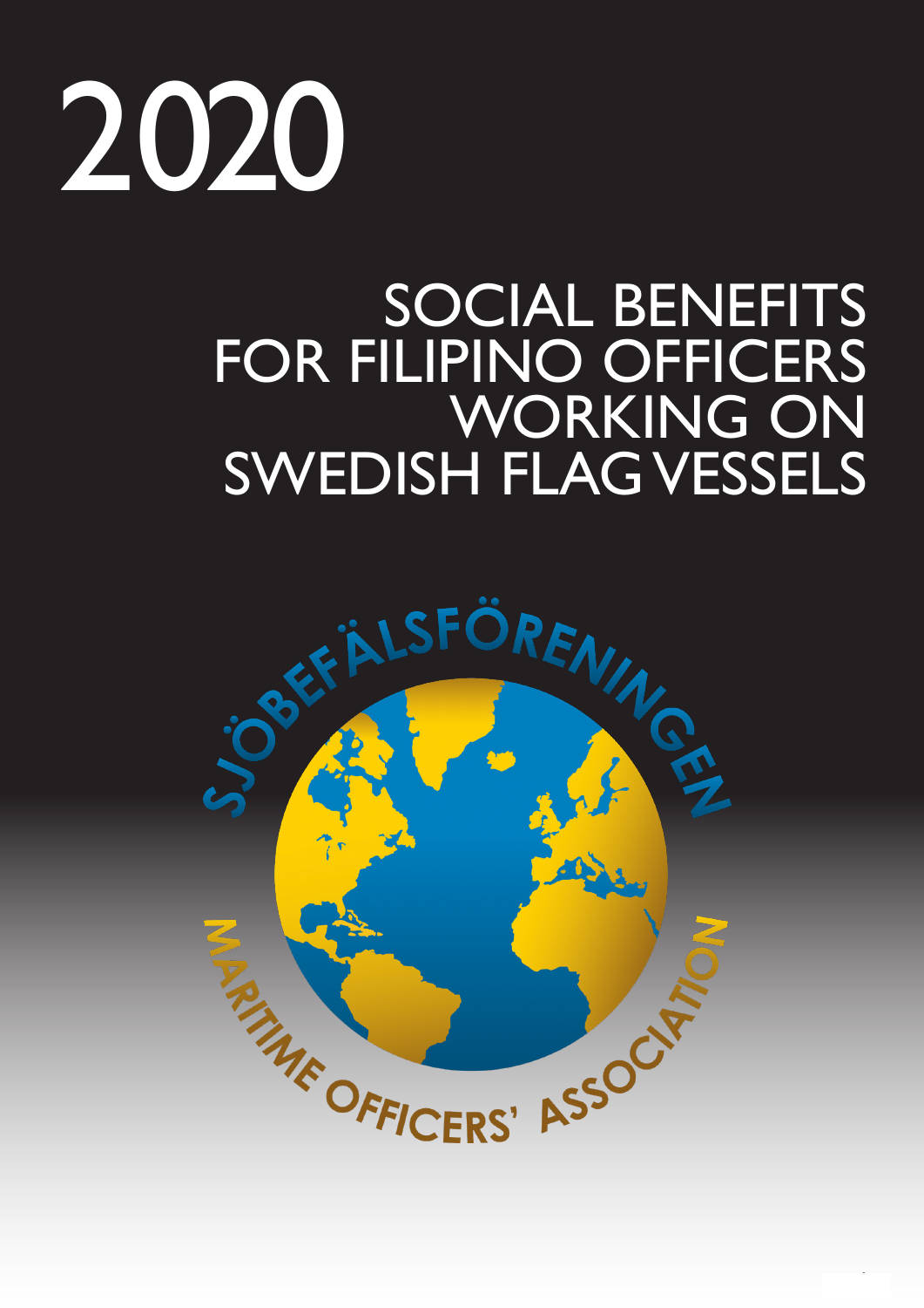# 2020

# SOCIAL BENEFITS FOR FILIPINO OFFICERS WORKING ON SWEDISH FLAG VESSELS

SJÖBEFÄLSFÖRENINGEN

MARITIME OFFICERS' ASSOCIATION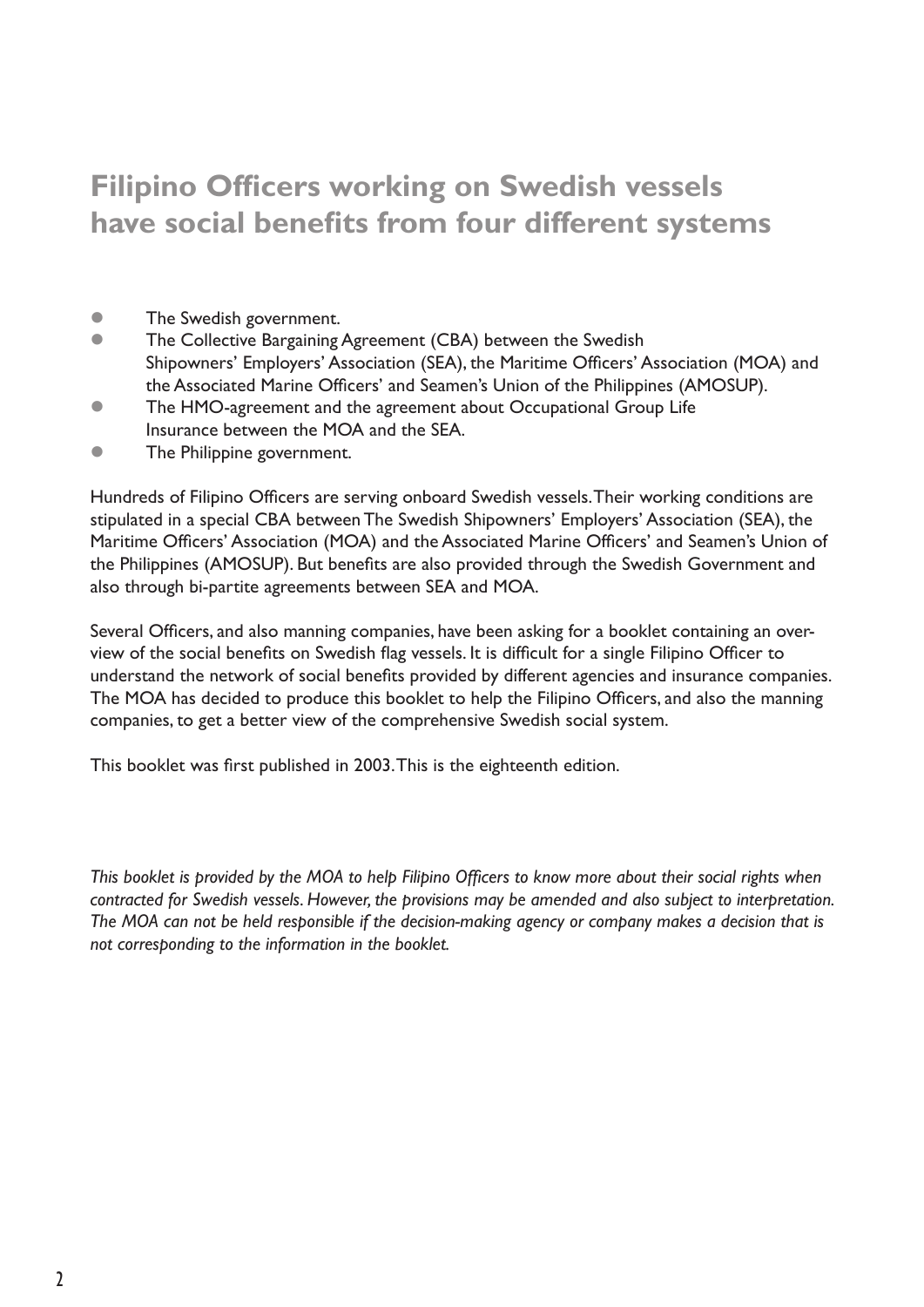# Filipino Officers working on Swedish vessels have social benefits from four different systems

- The Swedish government.
- The Collective Bargaining Agreement (CBA) between the Swedish Shipowners' Employers' Association (SEA), the Maritime Officers' Association (MOA) and the Associated Marine Officers' and Seamen's Union of the Philippines (AMOSUP).
- The HMO-agreement and the agreement about Occupational Group Life Insurance between the MOA and the SEA.
- The Philippine government.

Hundreds of Filipino Officers are serving onboard Swedish vessels. Their working conditions are stipulated in a special CBA between The Swedish Shipowners' Employers' Association (SEA), the Maritime Officers' Association (MOA) and the Associated Marine Officers' and Seamen's Union of the Philippines (AMOSUP). But benefits are also provided through the Swedish Government and also through bi-partite agreements between SEA and MOA.

Several Officers, and also manning companies, have been asking for a booklet containing an overview of the social benefits on Swedish flag vessels. It is difficult for a single Filipino Officer to understand the network of social benefits provided by different agencies and insurance companies. The MOA has decided to produce this booklet to help the Filipino Officers, and also the manning companies, to get a better view of the comprehensive Swedish social system.

This booklet was first published in 2003. This is the eighteenth edition.

*This booklet is provided by the MOA to help Filipino Officers to know more about their social rights when contracted for Swedish vessels. However, the provisions may be amended and also subject to interpretation. The MOA can not be held responsible if the decision-making agency or company makes a decision that is not corresponding to the information in the booklet.*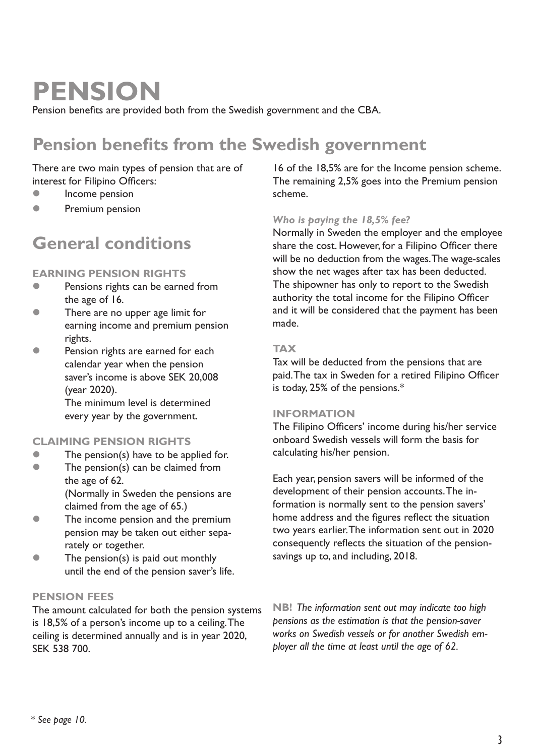# PENSION

Pension benefits are provided both from the Swedish government and the CBA.

## Pension benefits from the Swedish government

There are two main types of pension that are of interest for Filipino Officers:

- Income pension
- Premium pension

## General conditions

### EARNING PENSION RIGHTS

- Pensions rights can be earned from the age of 16.
- There are no upper age limit for earning income and premium pension rights.
- Pension rights are earned for each calendar year when the pension saver's income is above SEK 20,008 (year 2020).
  The minimum level is determined every year by the government.

### CLAIMING PENSION RIGHTS

- The pension(s) have to be applied for.
- The pension(s) can be claimed from the age of 62.
  (Normally in Sweden the pensions are claimed from the age of 65.)
- The income pension and the premium pension may be taken out either separately or together.
- The pension(s) is paid out monthly until the end of the pension saver's life.

### PENSION FEES

The amount calculated for both the pension systems is 18,5% of a person's income up to a ceiling. The ceiling is determined annually and is in year 2020, SEK 538 700.

16 of the 18,5% are for the Income pension scheme. The remaining 2,5% goes into the Premium pension scheme.

*Who is paying the 18,5% fee?*

Normally in Sweden the employer and the employee share the cost. However, for a Filipino Officer there will be no deduction from the wages. The wage-scales show the net wages after tax has been deducted. The shipowner has only to report to the Swedish authority the total income for the Filipino Officer and it will be considered that the payment has been made.

### TAX

Tax will be deducted from the pensions that are paid. The tax in Sweden for a retired Filipino Officer is today, 25% of the pensions.*

### INFORMATION

The Filipino Officers' income during his/her service onboard Swedish vessels will form the basis for calculating his/her pension.

Each year, pension savers will be informed of the development of their pension accounts. The information is normally sent to the pension savers' home address and the figures reflect the situation two years earlier. The information sent out in 2020 consequently reflects the situation of the pension-savings up to, and including, 2018.

**NB!** *The information sent out may indicate too high pensions as the estimation is that the pension-saver works on Swedish vessels or for another Swedish employer all the time at least until the age of 62.*

*\* See page 10.*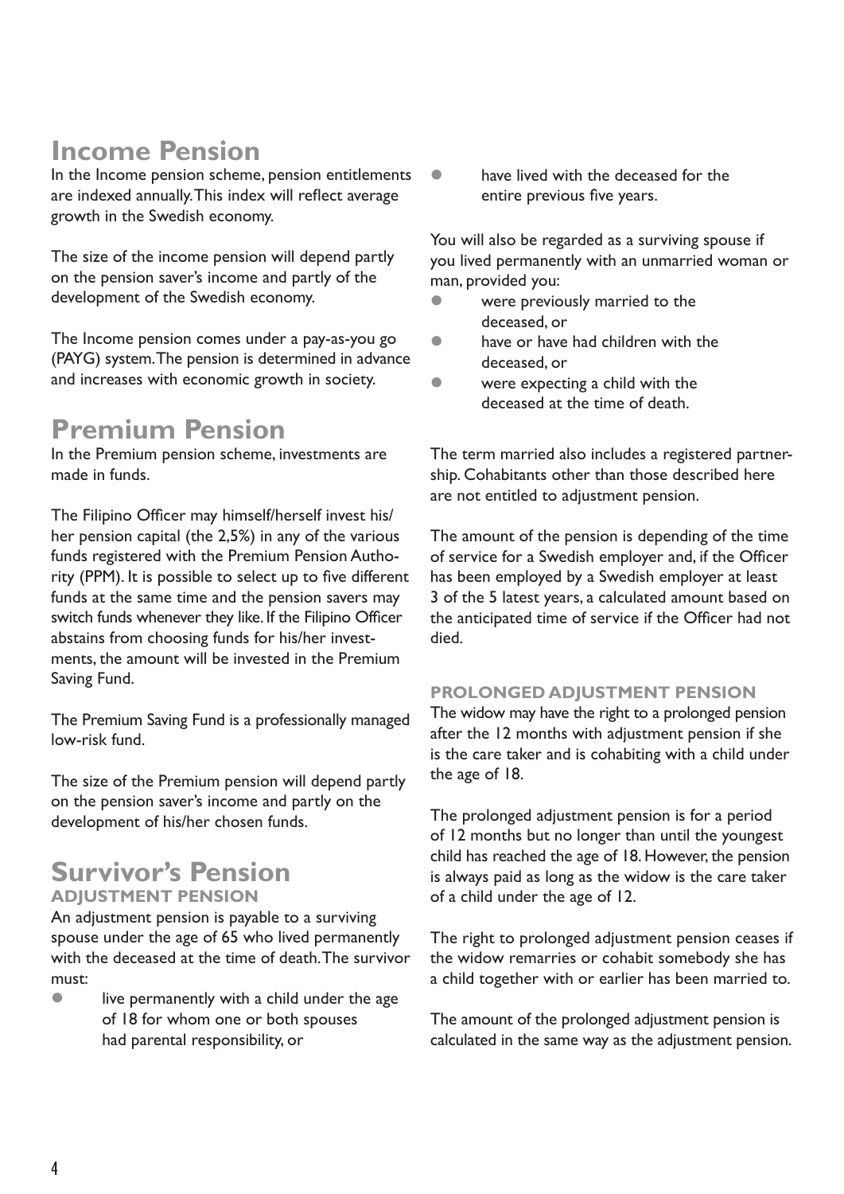## Income Pension

In the Income pension scheme, pension entitlements are indexed annually. This index will reflect average growth in the Swedish economy.

The size of the income pension will depend partly on the pension saver's income and partly of the development of the Swedish economy.

The Income pension comes under a pay-as-you go (PAYG) system. The pension is determined in advance and increases with economic growth in society.

## Premium Pension

In the Premium pension scheme, investments are made in funds.

The Filipino Officer may himself/herself invest his/her pension capital (the 2,5%) in any of the various funds registered with the Premium Pension Authority (PPM). It is possible to select up to five different funds at the same time and the pension savers may switch funds whenever they like. If the Filipino Officer abstains from choosing funds for his/her investments, the amount will be invested in the Premium Saving Fund.

The Premium Saving Fund is a professionally managed low-risk fund.

The size of the Premium pension will depend partly on the pension saver's income and partly on the development of his/her chosen funds.

## Survivor's Pension

### ADJUSTMENT PENSION

An adjustment pension is payable to a surviving spouse under the age of 65 who lived permanently with the deceased at the time of death. The survivor must:

- live permanently with a child under the age of 18 for whom one or both spouses had parental responsibility, or
- have lived with the deceased for the entire previous five years.

You will also be regarded as a surviving spouse if you lived permanently with an unmarried woman or man, provided you:

- were previously married to the deceased, or
- have or have had children with the deceased, or
- were expecting a child with the deceased at the time of death.

The term married also includes a registered partnership. Cohabitants other than those described here are not entitled to adjustment pension.

The amount of the pension is depending of the time of service for a Swedish employer and, if the Officer has been employed by a Swedish employer at least 3 of the 5 latest years, a calculated amount based on the anticipated time of service if the Officer had not died.

### PROLONGED ADJUSTMENT PENSION

The widow may have the right to a prolonged pension after the 12 months with adjustment pension if she is the care taker and is cohabiting with a child under the age of 18.

The prolonged adjustment pension is for a period of 12 months but no longer than until the youngest child has reached the age of 18. However, the pension is always paid as long as the widow is the care taker of a child under the age of 12.

The right to prolonged adjustment pension ceases if the widow remarries or cohabit somebody she has a child together with or earlier has been married to.

The amount of the prolonged adjustment pension is calculated in the same way as the adjustment pension.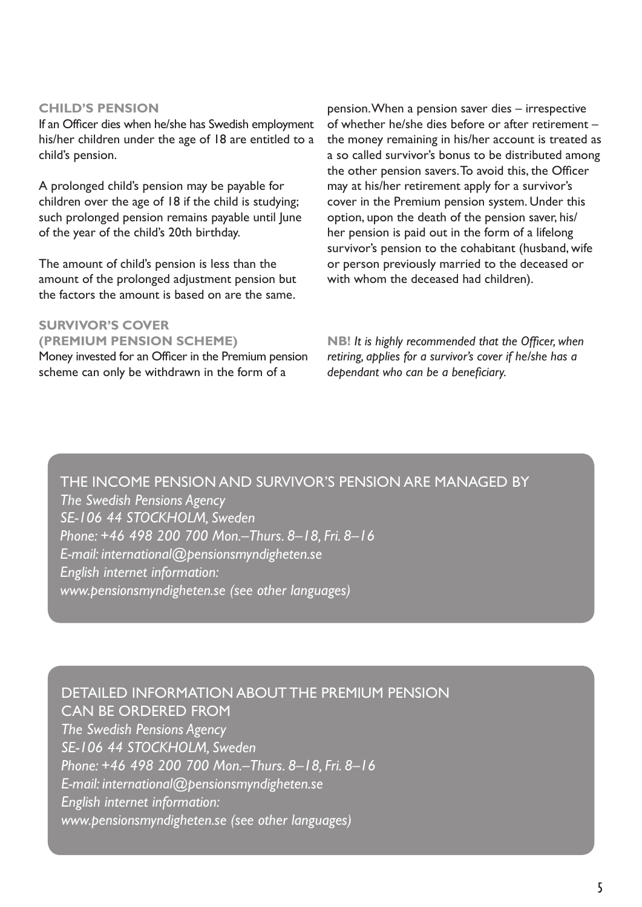### CHILD'S PENSION

If an Officer dies when he/she has Swedish employment his/her children under the age of 18 are entitled to a child's pension.

A prolonged child's pension may be payable for children over the age of 18 if the child is studying; such prolonged pension remains payable until June of the year of the child's 20th birthday.

The amount of child's pension is less than the amount of the prolonged adjustment pension but the factors the amount is based on are the same.

### SURVIVOR'S COVER (PREMIUM PENSION SCHEME)

Money invested for an Officer in the Premium pension scheme can only be withdrawn in the form of a pension. When a pension saver dies – irrespective of whether he/she dies before or after retirement – the money remaining in his/her account is treated as a so called survivor's bonus to be distributed among the other pension savers. To avoid this, the Officer may at his/her retirement apply for a survivor's cover in the Premium pension system. Under this option, upon the death of the pension saver, his/her pension is paid out in the form of a lifelong survivor's pension to the cohabitant (husband, wife or person previously married to the deceased or with whom the deceased had children).

**NB!** *It is highly recommended that the Officer, when retiring, applies for a survivor's cover if he/she has a dependant who can be a beneficiary.*

THE INCOME PENSION AND SURVIVOR'S PENSION ARE MANAGED BY

*The Swedish Pensions Agency*
*SE-106 44 STOCKHOLM, Sweden*
*Phone: +46 498 200 700 Mon.–Thurs. 8–18, Fri. 8–16*
*E-mail: international@pensionsmyndigheten.se*
*English internet information:*
*www.pensionsmyndigheten.se (see other languages)*

DETAILED INFORMATION ABOUT THE PREMIUM PENSION CAN BE ORDERED FROM

*The Swedish Pensions Agency*
*SE-106 44 STOCKHOLM, Sweden*
*Phone: +46 498 200 700 Mon.–Thurs. 8–18, Fri. 8–16*
*E-mail: international@pensionsmyndigheten.se*
*English internet information:*
*www.pensionsmyndigheten.se (see other languages)*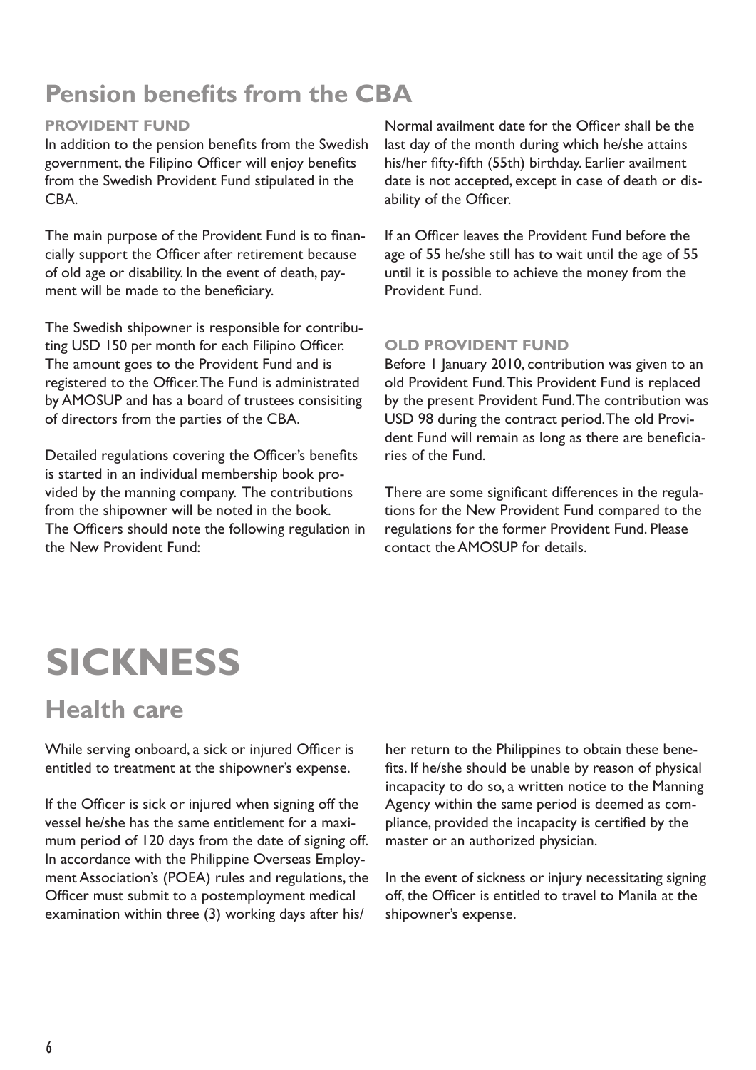## Pension benefits from the CBA

### PROVIDENT FUND

In addition to the pension benefits from the Swedish government, the Filipino Officer will enjoy benefits from the Swedish Provident Fund stipulated in the CBA.

The main purpose of the Provident Fund is to financially support the Officer after retirement because of old age or disability. In the event of death, payment will be made to the beneficiary.

The Swedish shipowner is responsible for contributing USD 150 per month for each Filipino Officer. The amount goes to the Provident Fund and is registered to the Officer. The Fund is administrated by AMOSUP and has a board of trustees consisiting of directors from the parties of the CBA.

Detailed regulations covering the Officer's benefits is started in an individual membership book provided by the manning company. The contributions from the shipowner will be noted in the book. The Officers should note the following regulation in the New Provident Fund:

Normal availment date for the Officer shall be the last day of the month during which he/she attains his/her fifty-fifth (55th) birthday. Earlier availment date is not accepted, except in case of death or disability of the Officer.

If an Officer leaves the Provident Fund before the age of 55 he/she still has to wait until the age of 55 until it is possible to achieve the money from the Provident Fund.

### OLD PROVIDENT FUND

Before 1 January 2010, contribution was given to an old Provident Fund. This Provident Fund is replaced by the present Provident Fund. The contribution was USD 98 during the contract period. The old Provident Fund will remain as long as there are beneficiaries of the Fund.

There are some significant differences in the regulations for the New Provident Fund compared to the regulations for the former Provident Fund. Please contact the AMOSUP for details.

# SICKNESS

## Health care

While serving onboard, a sick or injured Officer is entitled to treatment at the shipowner's expense.

If the Officer is sick or injured when signing off the vessel he/she has the same entitlement for a maximum period of 120 days from the date of signing off. In accordance with the Philippine Overseas Employment Association's (POEA) rules and regulations, the Officer must submit to a postemployment medical examination within three (3) working days after his/her return to the Philippines to obtain these benefits. If he/she should be unable by reason of physical incapacity to do so, a written notice to the Manning Agency within the same period is deemed as compliance, provided the incapacity is certified by the master or an authorized physician.

In the event of sickness or injury necessitating signing off, the Officer is entitled to travel to Manila at the shipowner's expense.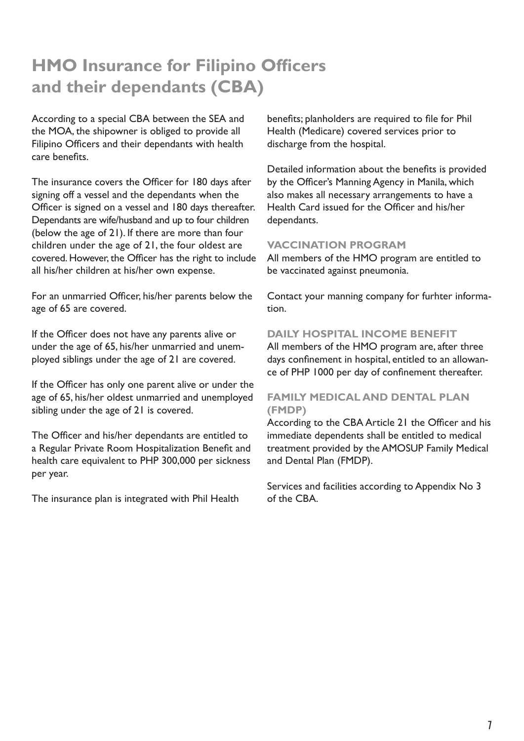# HMO Insurance for Filipino Officers and their dependants (CBA)

According to a special CBA between the SEA and the MOA, the shipowner is obliged to provide all Filipino Officers and their dependants with health care benefits.

The insurance covers the Officer for 180 days after signing off a vessel and the dependants when the Officer is signed on a vessel and 180 days thereafter. Dependants are wife/husband and up to four children (below the age of 21). If there are more than four children under the age of 21, the four oldest are covered. However, the Officer has the right to include all his/her children at his/her own expense.

For an unmarried Officer, his/her parents below the age of 65 are covered.

If the Officer does not have any parents alive or under the age of 65, his/her unmarried and unemployed siblings under the age of 21 are covered.

If the Officer has only one parent alive or under the age of 65, his/her oldest unmarried and unemployed sibling under the age of 21 is covered.

The Officer and his/her dependants are entitled to a Regular Private Room Hospitalization Benefit and health care equivalent to PHP 300,000 per sickness per year.

The insurance plan is integrated with Phil Health benefits; planholders are required to file for Phil Health (Medicare) covered services prior to discharge from the hospital.

Detailed information about the benefits is provided by the Officer's Manning Agency in Manila, which also makes all necessary arrangements to have a Health Card issued for the Officer and his/her dependants.

### VACCINATION PROGRAM

All members of the HMO program are entitled to be vaccinated against pneumonia.

Contact your manning company for furhter information.

### DAILY HOSPITAL INCOME BENEFIT

All members of the HMO program are, after three days confinement in hospital, entitled to an allowance of PHP 1000 per day of confinement thereafter.

### FAMILY MEDICAL AND DENTAL PLAN (FMDP)

According to the CBA Article 21 the Officer and his immediate dependents shall be entitled to medical treatment provided by the AMOSUP Family Medical and Dental Plan (FMDP).

Services and facilities according to Appendix No 3 of the CBA.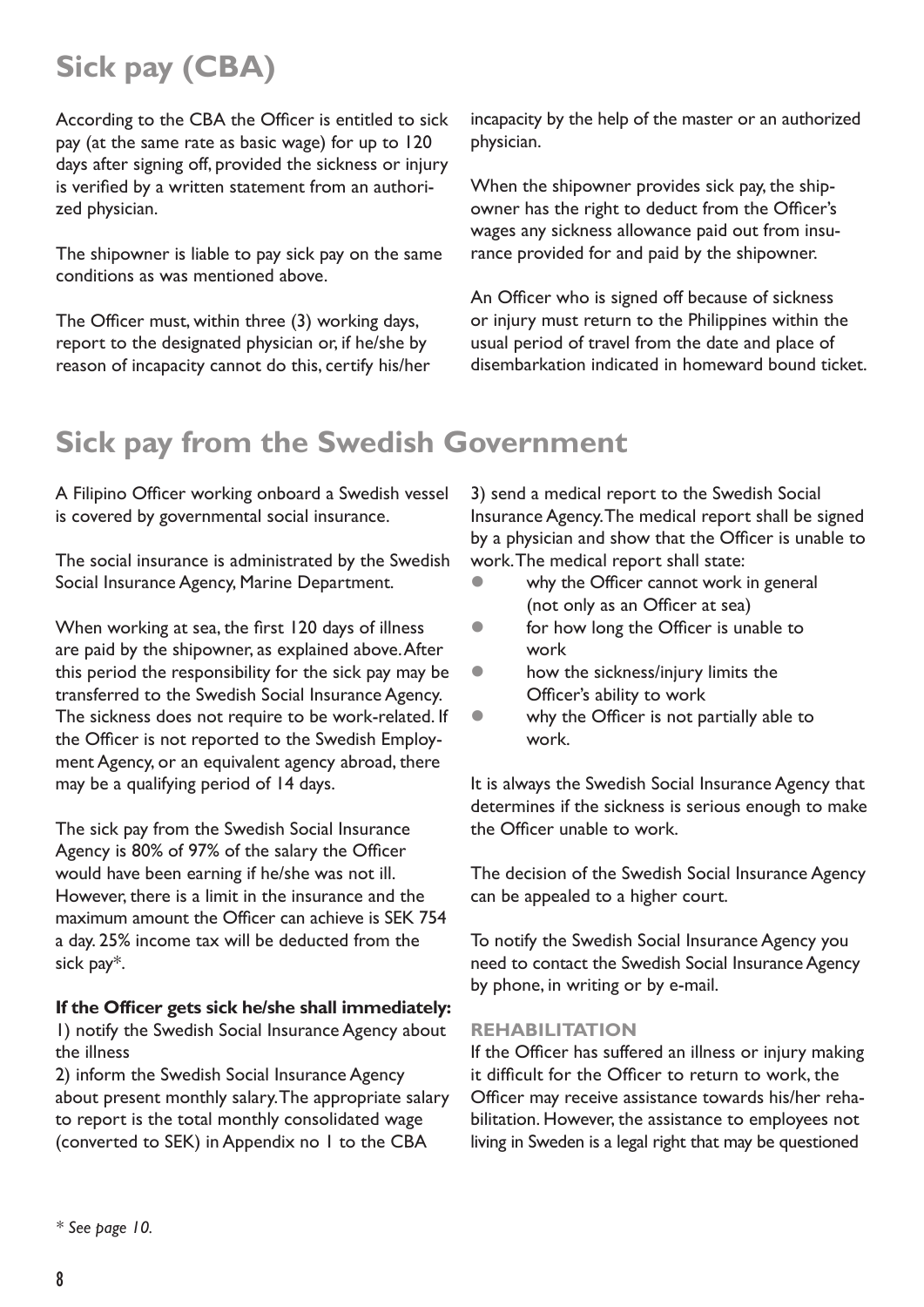# Sick pay (CBA)

According to the CBA the Officer is entitled to sick pay (at the same rate as basic wage) for up to 120 days after signing off, provided the sickness or injury is verified by a written statement from an authorized physician.

The shipowner is liable to pay sick pay on the same conditions as was mentioned above.

The Officer must, within three (3) working days, report to the designated physician or, if he/she by reason of incapacity cannot do this, certify his/her incapacity by the help of the master or an authorized physician.

When the shipowner provides sick pay, the shipowner has the right to deduct from the Officer's wages any sickness allowance paid out from insurance provided for and paid by the shipowner.

An Officer who is signed off because of sickness or injury must return to the Philippines within the usual period of travel from the date and place of disembarkation indicated in homeward bound ticket.

# Sick pay from the Swedish Government

A Filipino Officer working onboard a Swedish vessel is covered by governmental social insurance.

The social insurance is administrated by the Swedish Social Insurance Agency, Marine Department.

When working at sea, the first 120 days of illness are paid by the shipowner, as explained above. After this period the responsibility for the sick pay may be transferred to the Swedish Social Insurance Agency. The sickness does not require to be work-related. If the Officer is not reported to the Swedish Employment Agency, or an equivalent agency abroad, there may be a qualifying period of 14 days.

The sick pay from the Swedish Social Insurance Agency is 80% of 97% of the salary the Officer would have been earning if he/she was not ill. However, there is a limit in the insurance and the maximum amount the Officer can achieve is SEK 754 a day. 25% income tax will be deducted from the sick pay*.

**If the Officer gets sick he/she shall immediately:**

1) notify the Swedish Social Insurance Agency about the illness

2) inform the Swedish Social Insurance Agency about present monthly salary. The appropriate salary to report is the total monthly consolidated wage (converted to SEK) in Appendix no 1 to the CBA

3) send a medical report to the Swedish Social Insurance Agency. The medical report shall be signed by a physician and show that the Officer is unable to work. The medical report shall state:

- why the Officer cannot work in general (not only as an Officer at sea)
- for how long the Officer is unable to work
- how the sickness/injury limits the Officer's ability to work
- why the Officer is not partially able to work.

It is always the Swedish Social Insurance Agency that determines if the sickness is serious enough to make the Officer unable to work.

The decision of the Swedish Social Insurance Agency can be appealed to a higher court.

To notify the Swedish Social Insurance Agency you need to contact the Swedish Social Insurance Agency by phone, in writing or by e-mail.

### REHABILITATION

If the Officer has suffered an illness or injury making it difficult for the Officer to return to work, the Officer may receive assistance towards his/her rehabilitation. However, the assistance to employees not living in Sweden is a legal right that may be questioned

*\* See page 10.*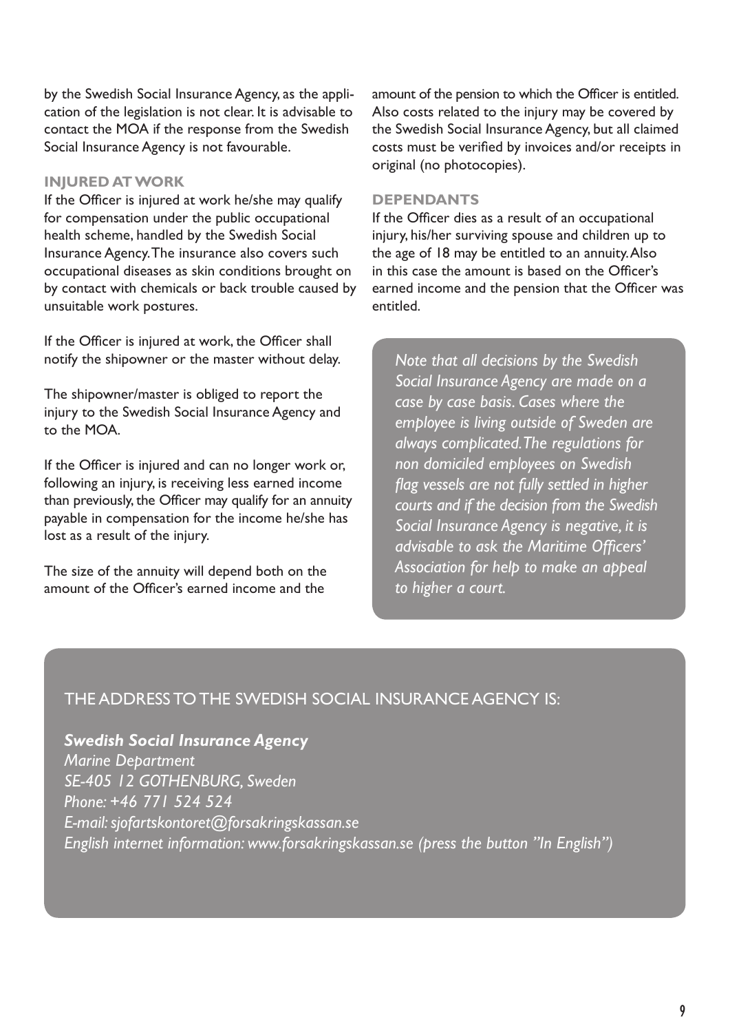by the Swedish Social Insurance Agency, as the application of the legislation is not clear. It is advisable to contact the MOA if the response from the Swedish Social Insurance Agency is not favourable.

### INJURED AT WORK

If the Officer is injured at work he/she may qualify for compensation under the public occupational health scheme, handled by the Swedish Social Insurance Agency. The insurance also covers such occupational diseases as skin conditions brought on by contact with chemicals or back trouble caused by unsuitable work postures.

If the Officer is injured at work, the Officer shall notify the shipowner or the master without delay.

The shipowner/master is obliged to report the injury to the Swedish Social Insurance Agency and to the MOA.

If the Officer is injured and can no longer work or, following an injury, is receiving less earned income than previously, the Officer may qualify for an annuity payable in compensation for the income he/she has lost as a result of the injury.

The size of the annuity will depend both on the amount of the Officer's earned income and the amount of the pension to which the Officer is entitled. Also costs related to the injury may be covered by the Swedish Social Insurance Agency, but all claimed costs must be verified by invoices and/or receipts in original (no photocopies).

### DEPENDANTS

If the Officer dies as a result of an occupational injury, his/her surviving spouse and children up to the age of 18 may be entitled to an annuity. Also in this case the amount is based on the Officer's earned income and the pension that the Officer was entitled.

*Note that all decisions by the Swedish Social Insurance Agency are made on a case by case basis. Cases where the employee is living outside of Sweden are always complicated. The regulations for non domiciled employees on Swedish flag vessels are not fully settled in higher courts and if the decision from the Swedish Social Insurance Agency is negative, it is advisable to ask the Maritime Officers' Association for help to make an appeal to higher a court.*

THE ADDRESS TO THE SWEDISH SOCIAL INSURANCE AGENCY IS:

***Swedish Social Insurance Agency***
*Marine Department*
*SE-405 12 GOTHENBURG, Sweden*
*Phone: +46 771 524 524*
*E-mail: sjofartskontoret@forsakringskassan.se*
*English internet information: www.forsakringskassan.se (press the button "In English")*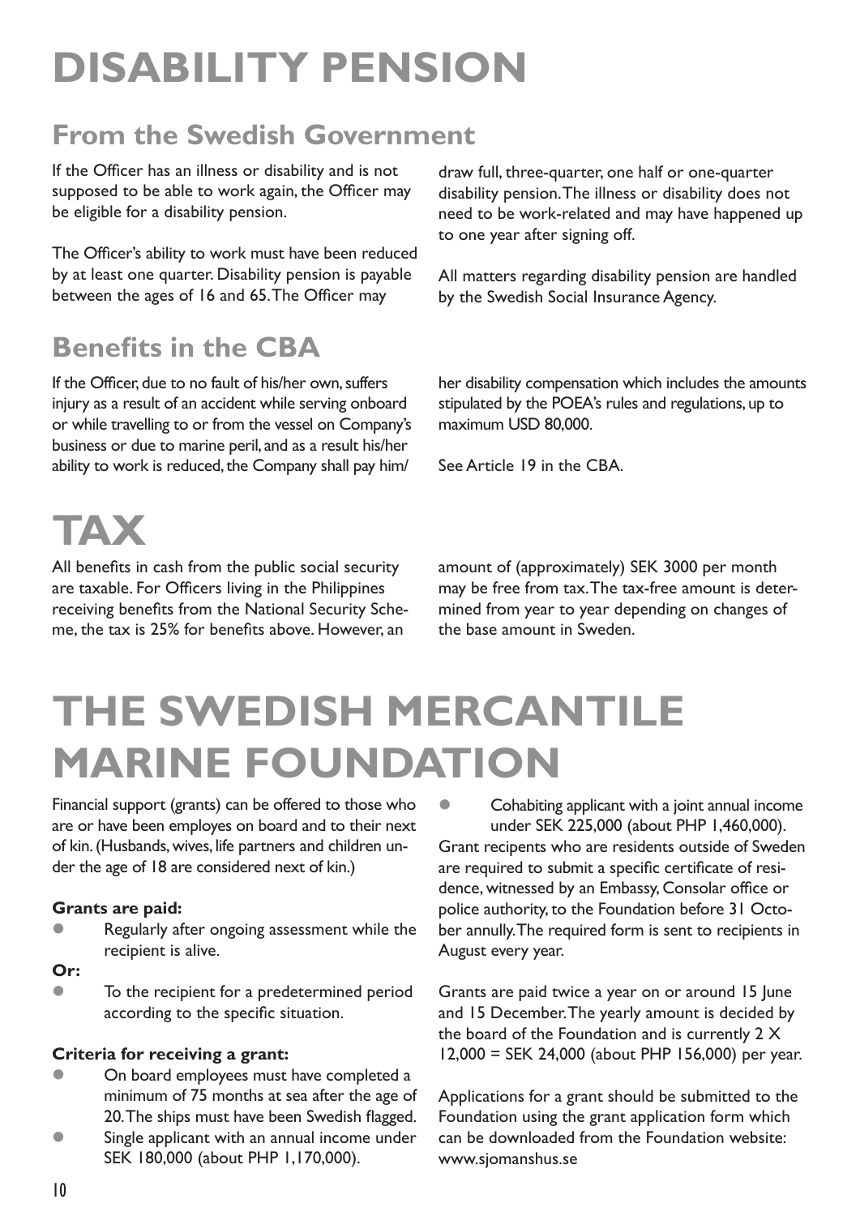# DISABILITY PENSION

## From the Swedish Government

If the Officer has an illness or disability and is not supposed to be able to work again, the Officer may be eligible for a disability pension.

The Officer's ability to work must have been reduced by at least one quarter. Disability pension is payable between the ages of 16 and 65. The Officer may draw full, three-quarter, one half or one-quarter disability pension. The illness or disability does not need to be work-related and may have happened up to one year after signing off.

All matters regarding disability pension are handled by the Swedish Social Insurance Agency.

## Benefits in the CBA

If the Officer, due to no fault of his/her own, suffers injury as a result of an accident while serving onboard or while travelling to or from the vessel on Company's business or due to marine peril, and as a result his/her ability to work is reduced, the Company shall pay him/her disability compensation which includes the amounts stipulated by the POEA's rules and regulations, up to maximum USD 80,000.

See Article 19 in the CBA.

# TAX

All benefits in cash from the public social security are taxable. For Officers living in the Philippines receiving benefits from the National Security Scheme, the tax is 25% for benefits above. However, an amount of (approximately) SEK 3000 per month may be free from tax. The tax-free amount is determined from year to year depending on changes of the base amount in Sweden.

# THE SWEDISH MERCANTILE MARINE FOUNDATION

Financial support (grants) can be offered to those who are or have been employes on board and to their next of kin. (Husbands, wives, life partners and children under the age of 18 are considered next of kin.)

**Grants are paid:**

- Regularly after ongoing assessment while the recipient is alive.

**Or:**

- To the recipient for a predetermined period according to the specific situation.

**Criteria for receiving a grant:**

- On board employees must have completed a minimum of 75 months at sea after the age of 20. The ships must have been Swedish flagged.
- Single applicant with an annual income under SEK 180,000 (about PHP 1,170,000).
- Cohabiting applicant with a joint annual income under SEK 225,000 (about PHP 1,460,000).

Grant recipients who are residents outside of Sweden are required to submit a specific certificate of residence, witnessed by an Embassy, Consolar office or police authority, to the Foundation before 31 October annually. The required form is sent to recipients in August every year.

Grants are paid twice a year on or around 15 June and 15 December. The yearly amount is decided by the board of the Foundation and is currently 2 X 12,000 = SEK 24,000 (about PHP 156,000) per year.

Applications for a grant should be submitted to the Foundation using the grant application form which can be downloaded from the Foundation website: www.sjomanshus.se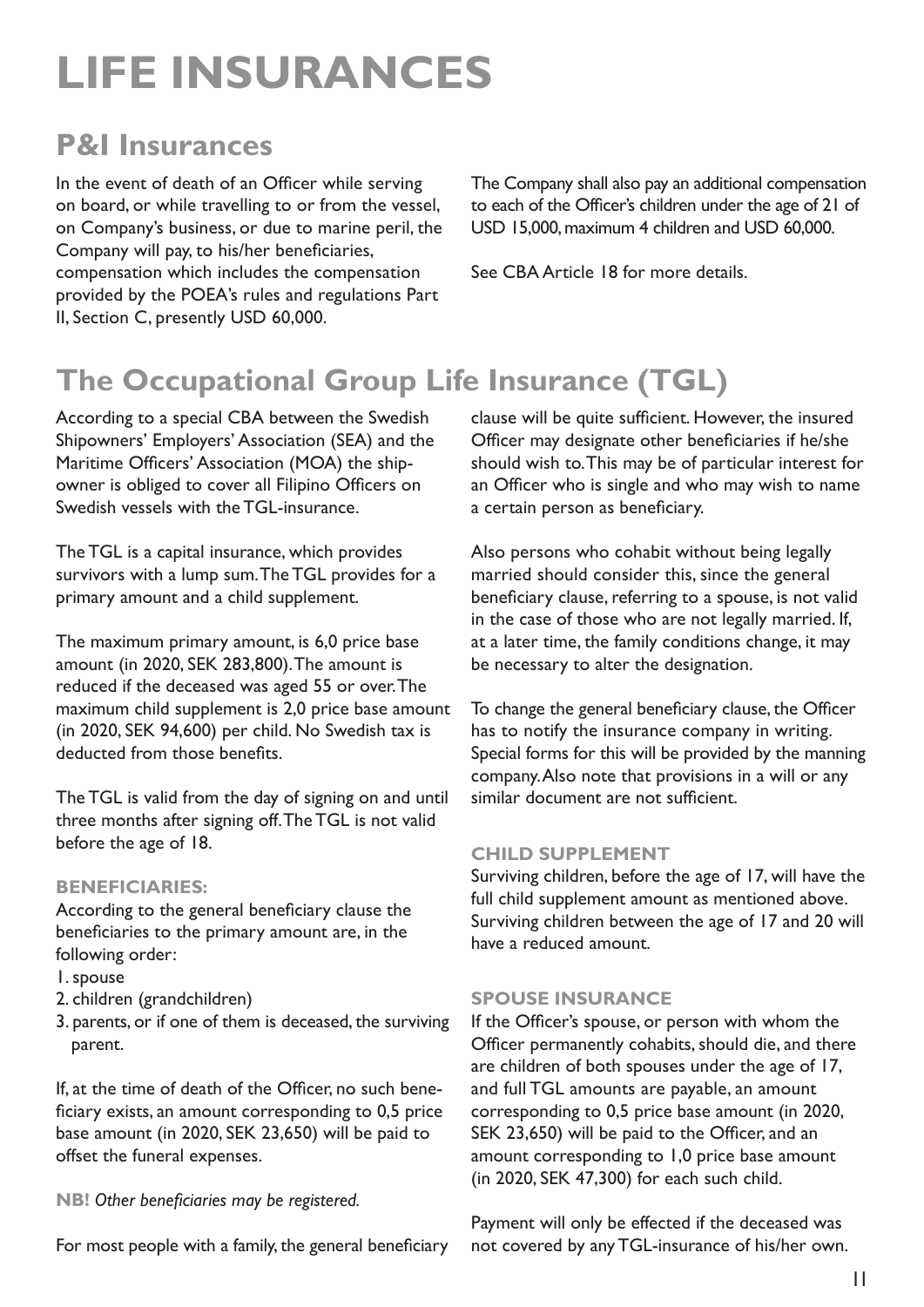# LIFE INSURANCES

## P&I Insurances

In the event of death of an Officer while serving on board, or while travelling to or from the vessel, on Company's business, or due to marine peril, the Company will pay, to his/her beneficiaries, compensation which includes the compensation provided by the POEA's rules and regulations Part II, Section C, presently USD 60,000.

The Company shall also pay an additional compensation to each of the Officer's children under the age of 21 of USD 15,000, maximum 4 children and USD 60,000.

See CBA Article 18 for more details.

## The Occupational Group Life Insurance (TGL)

According to a special CBA between the Swedish Shipowners' Employers' Association (SEA) and the Maritime Officers' Association (MOA) the ship-owner is obliged to cover all Filipino Officers on Swedish vessels with the TGL-insurance.

The TGL is a capital insurance, which provides survivors with a lump sum. The TGL provides for a primary amount and a child supplement.

The maximum primary amount, is 6,0 price base amount (in 2020, SEK 283,800). The amount is reduced if the deceased was aged 55 or over. The maximum child supplement is 2,0 price base amount (in 2020, SEK 94,600) per child. No Swedish tax is deducted from those benefits.

The TGL is valid from the day of signing on and until three months after signing off. The TGL is not valid before the age of 18.

### BENEFICIARIES:

According to the general beneficiary clause the beneficiaries to the primary amount are, in the following order:

1. spouse
2. children (grandchildren)
3. parents, or if one of them is deceased, the surviving parent.

If, at the time of death of the Officer, no such beneficiary exists, an amount corresponding to 0,5 price base amount (in 2020, SEK 23,650) will be paid to offset the funeral expenses.

**NB!** *Other beneficiaries may be registered.*

For most people with a family, the general beneficiary clause will be quite sufficient. However, the insured Officer may designate other beneficiaries if he/she should wish to. This may be of particular interest for an Officer who is single and who may wish to name a certain person as beneficiary.

Also persons who cohabit without being legally married should consider this, since the general beneficiary clause, referring to a spouse, is not valid in the case of those who are not legally married. If, at a later time, the family conditions change, it may be necessary to alter the designation.

To change the general beneficiary clause, the Officer has to notify the insurance company in writing. Special forms for this will be provided by the manning company. Also note that provisions in a will or any similar document are not sufficient.

### CHILD SUPPLEMENT

Surviving children, before the age of 17, will have the full child supplement amount as mentioned above. Surviving children between the age of 17 and 20 will have a reduced amount.

### SPOUSE INSURANCE

If the Officer's spouse, or person with whom the Officer permanently cohabits, should die, and there are children of both spouses under the age of 17, and full TGL amounts are payable, an amount corresponding to 0,5 price base amount (in 2020, SEK 23,650) will be paid to the Officer, and an amount corresponding to 1,0 price base amount (in 2020, SEK 47,300) for each such child.

Payment will only be effected if the deceased was not covered by any TGL-insurance of his/her own.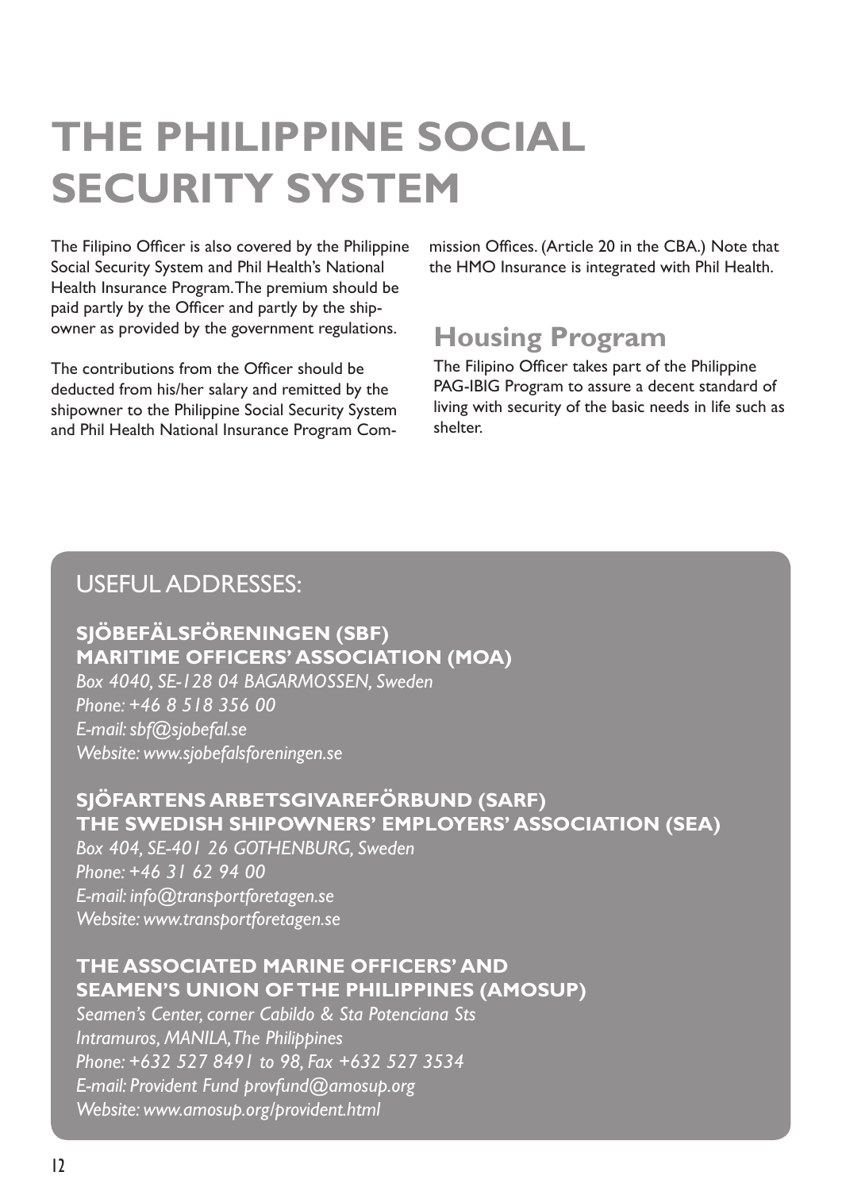# THE PHILIPPINE SOCIAL SECURITY SYSTEM

The Filipino Officer is also covered by the Philippine Social Security System and Phil Health's National Health Insurance Program. The premium should be paid partly by the Officer and partly by the shipowner as provided by the government regulations.

The contributions from the Officer should be deducted from his/her salary and remitted by the shipowner to the Philippine Social Security System and Phil Health National Insurance Program Commission Offices. (Article 20 in the CBA.) Note that the HMO Insurance is integrated with Phil Health.

## Housing Program

The Filipino Officer takes part of the Philippine PAG-IBIG Program to assure a decent standard of living with security of the basic needs in life such as shelter.

## USEFUL ADDRESSES:

**SJÖBEFÄLSFÖRENINGEN (SBF)**
**MARITIME OFFICERS' ASSOCIATION (MOA)**
*Box 4040, SE-128 04 BAGARMOSSEN, Sweden*
*Phone: +46 8 518 356 00*
*E-mail: sbf@sjobefal.se*
*Website: www.sjobefalsforeningen.se*

**SJÖFARTENS ARBETSGIVAREFÖRBUND (SARF)**
**THE SWEDISH SHIPOWNERS' EMPLOYERS' ASSOCIATION (SEA)**
*Box 404, SE-401 26 GOTHENBURG, Sweden*
*Phone: +46 31 62 94 00*
*E-mail: info@transportforetagen.se*
*Website: www.transportforetagen.se*

**THE ASSOCIATED MARINE OFFICERS' AND**
**SEAMEN'S UNION OF THE PHILIPPINES (AMOSUP)**
*Seamen's Center, corner Cabildo & Sta Potenciana Sts*
*Intramuros, MANILA, The Philippines*
*Phone: +632 527 8491 to 98, Fax +632 527 3534*
*E-mail: Provident Fund provfund@amosup.org*
*Website: www.amosup.org/provident.html*